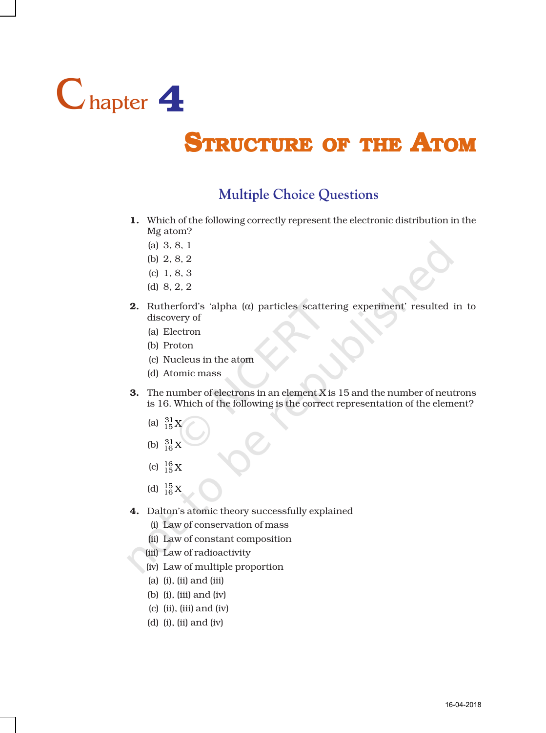# Chapter 4

# STRUCTURE OF THE ATOM

## Multiple Choice Questions

**1.** Which of the following correctly represent the electronic distribution in the Mg atom?

(a) 3, 8, 1

(b) 2, 8, 2

(c) 1, 8, 3

(d) 8, 2, 2

**2.** Rutherford's 'alpha (α) particles scattering experiment' resulted in to discovery of

(a) Electron

(b) Proton

(c) Nucleus in the atom

(d) Atomic mass

**3.** The number of electrons in an element X is 15 and the number of neutrons is 16. Which of the following is the correct representation of the element?

(a) $^{31}_{15}X$

(b) $^{31}_{16}X$

(c) $^{16}_{15}X$

(d) $^{15}_{16}X$

**4.** Dalton's atomic theory successfully explained

(i) Law of conservation of mass

(ii) Law of constant composition

(iii) Law of radioactivity

(iv) Law of multiple proportion

(a) (i), (ii) and (iii)

(b) (i), (iii) and (iv)

(c) (ii), (iii) and (iv)

(d) (i), (ii) and (iv)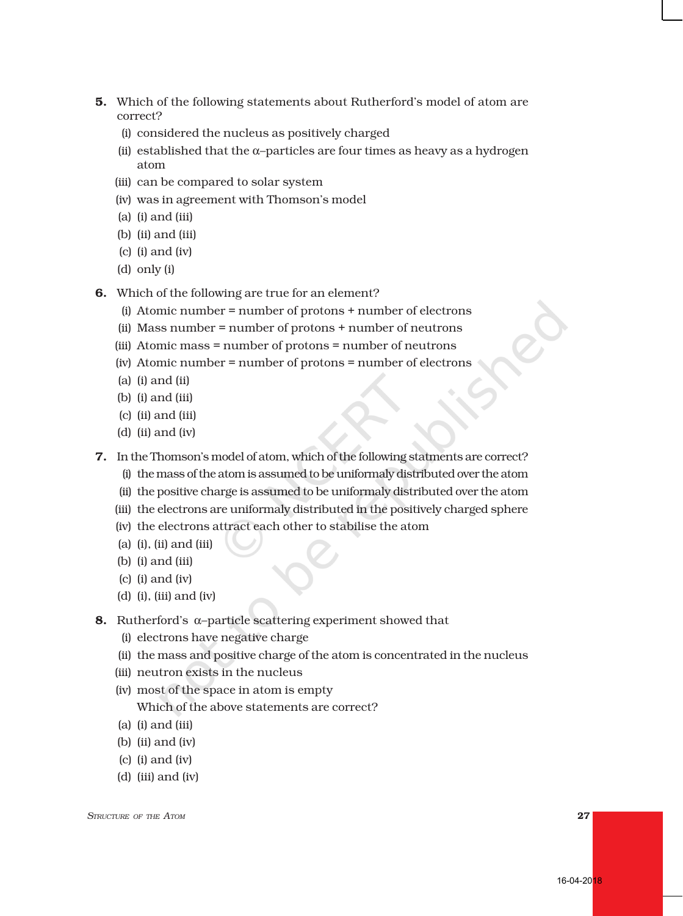5. Which of the following statements about Rutherford's model of atom are correct?

   (i) considered the nucleus as positively charged

   (ii) established that the α–particles are four times as heavy as a hydrogen atom

   (iii) can be compared to solar system

   (iv) was in agreement with Thomson's model

   (a) (i) and (iii)

   (b) (ii) and (iii)

   (c) (i) and (iv)

   (d) only (i)

6. Which of the following are true for an element?

   (i) Atomic number = number of protons + number of electrons

   (ii) Mass number = number of protons + number of neutrons

   (iii) Atomic mass = number of protons = number of neutrons

   (iv) Atomic number = number of protons = number of electrons

   (a) (i) and (ii)

   (b) (i) and (iii)

   (c) (ii) and (iii)

   (d) (ii) and (iv)

7. In the Thomson's model of atom, which of the following statments are correct?

   (i) the mass of the atom is assumed to be uniformaly distributed over the atom

   (ii) the positive charge is assumed to be uniformaly distributed over the atom

   (iii) the electrons are uniformaly distributed in the positively charged sphere

   (iv) the electrons attract each other to stabilise the atom

   (a) (i), (ii) and (iii)

   (b) (i) and (iii)

   (c) (i) and (iv)

   (d) (i), (iii) and (iv)

8. Rutherford's α–particle scattering experiment showed that

   (i) electrons have negative charge

   (ii) the mass and positive charge of the atom is concentrated in the nucleus

   (iii) neutron exists in the nucleus

   (iv) most of the space in atom is empty

   Which of the above statements are correct?

   (a) (i) and (iii)

   (b) (ii) and (iv)

   (c) (i) and (iv)

   (d) (iii) and (iv)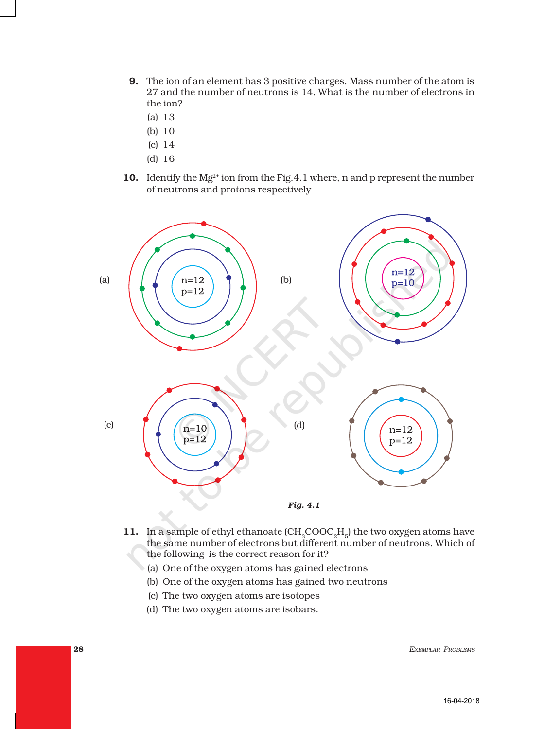9. The ion of an element has 3 positive charges. Mass number of the atom is 27 and the number of neutrons is 14. What is the number of electrons in the ion?

   (a) 13

   (b) 10

   (c) 14

   (d) 16

10. Identify the $Mg^{2+}$ ion from the Fig.4.1 where, n and p represent the number of neutrons and protons respectively

(a) n=12 p=12

(b) n=12 p=10

(c) n=10 p=12

(d) n=12 p=12

*Fig. 4.1*

11. In a sample of ethyl ethanoate ($CH_3COOC_2H_5$) the two oxygen atoms have the same number of electrons but different number of neutrons. Which of the following is the correct reason for it?

   (a) One of the oxygen atoms has gained electrons

   (b) One of the oxygen atoms has gained two neutrons

   (c) The two oxygen atoms are isotopes

   (d) The two oxygen atoms are isobars.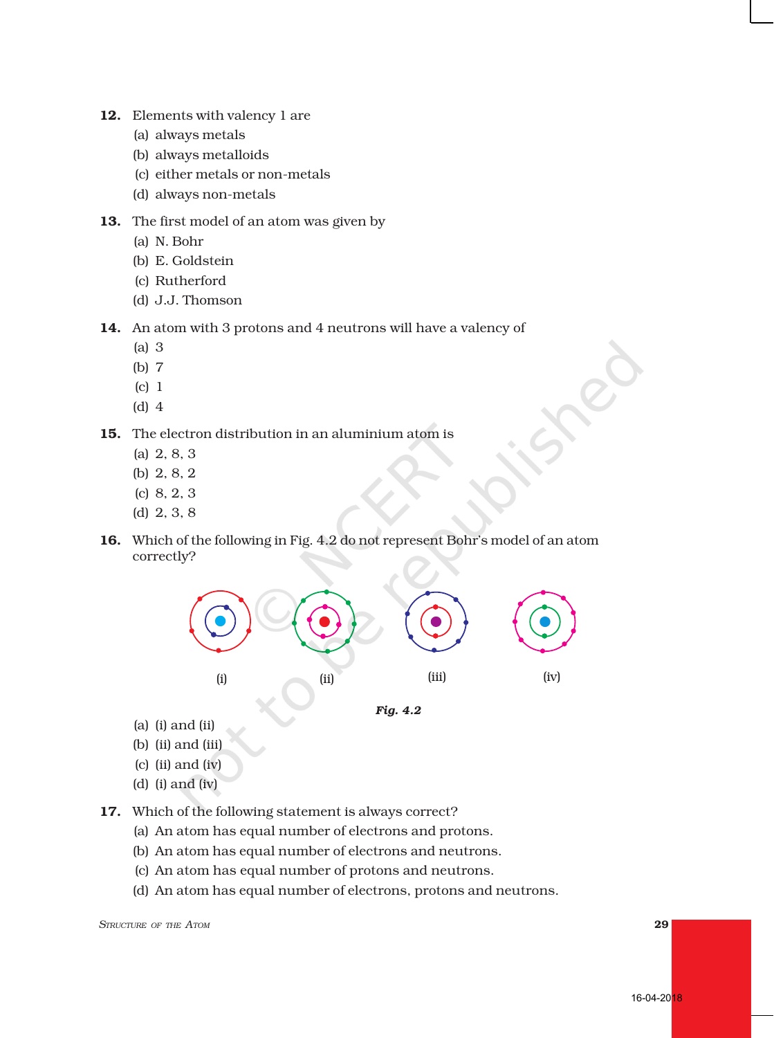**12.** Elements with valency 1 are

(a) always metals
(b) always metalloids
(c) either metals or non-metals
(d) always non-metals

**13.** The first model of an atom was given by

(a) N. Bohr
(b) E. Goldstein
(c) Rutherford
(d) J.J. Thomson

**14.** An atom with 3 protons and 4 neutrons will have a valency of

(a) 3
(b) 7
(c) 1
(d) 4

**15.** The electron distribution in an aluminium atom is

(a) 2, 8, 3
(b) 2, 8, 2
(c) 8, 2, 3
(d) 2, 3, 8

**16.** Which of the following in Fig. 4.2 do not represent Bohr's model of an atom correctly?

(i) (ii) (iii) (iv)

***Fig. 4.2***

(a) (i) and (ii)
(b) (ii) and (iii)
(c) (ii) and (iv)
(d) (i) and (iv)

**17.** Which of the following statement is always correct?

(a) An atom has equal number of electrons and protons.
(b) An atom has equal number of electrons and neutrons.
(c) An atom has equal number of protons and neutrons.
(d) An atom has equal number of electrons, protons and neutrons.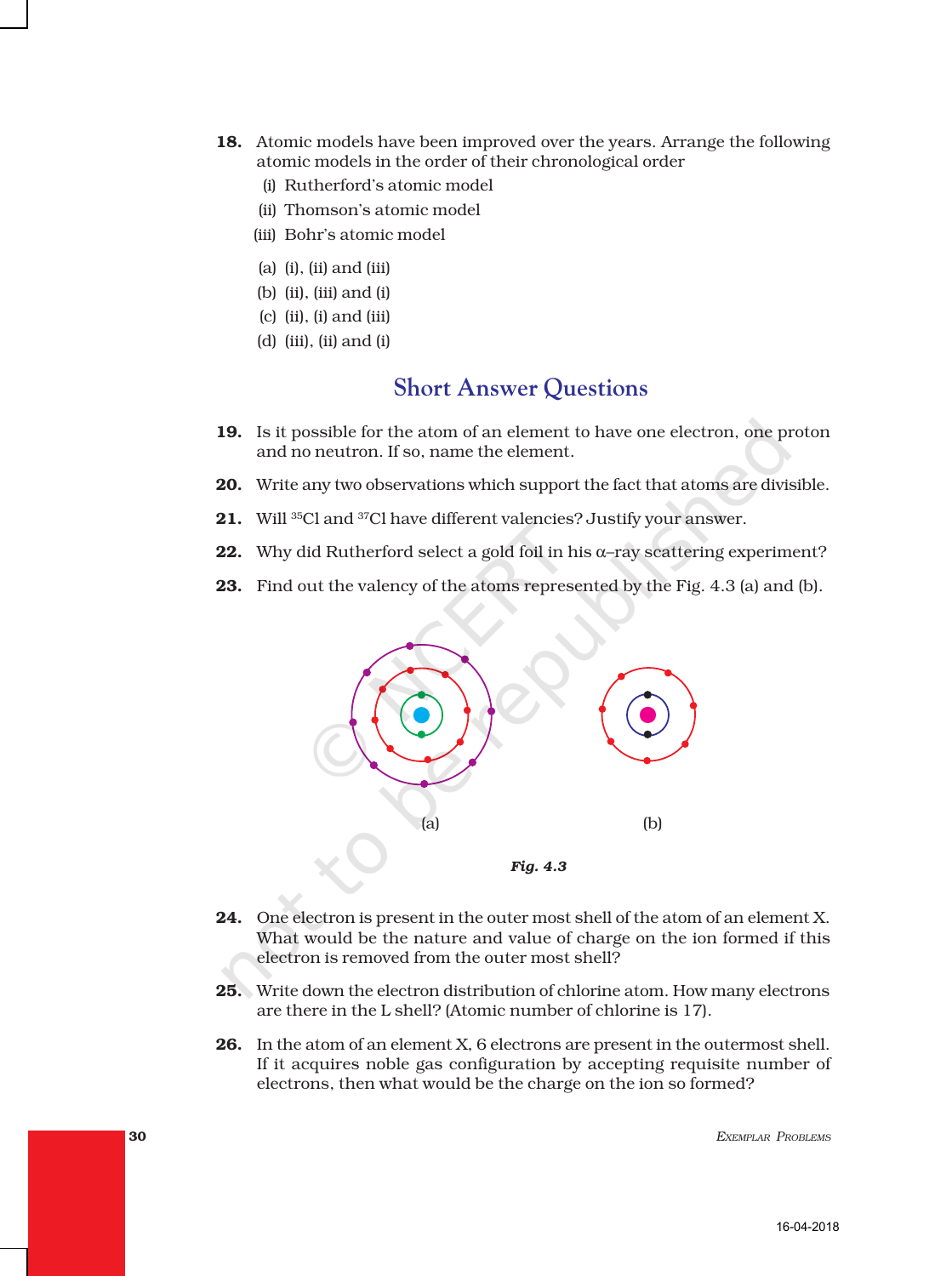18. Atomic models have been improved over the years. Arrange the following atomic models in the order of their chronological order

 (i) Rutherford's atomic model

 (ii) Thomson's atomic model

 (iii) Bohr's atomic model

 (a) (i), (ii) and (iii)

 (b) (ii), (iii) and (i)

 (c) (ii), (i) and (iii)

 (d) (iii), (ii) and (i)

## Short Answer Questions

19. Is it possible for the atom of an element to have one electron, one proton and no neutron. If so, name the element.

20. Write any two observations which support the fact that atoms are divisible.

21. Will $^{35}Cl$ and $^{37}Cl$ have different valencies? Justify your answer.

22. Why did Rutherford select a gold foil in his α–ray scattering experiment?

23. Find out the valency of the atoms represented by the Fig. 4.3 (a) and (b).

(a) (b)

*Fig. 4.3*

24. One electron is present in the outer most shell of the atom of an element X. What would be the nature and value of charge on the ion formed if this electron is removed from the outer most shell?

25. Write down the electron distribution of chlorine atom. How many electrons are there in the L shell? (Atomic number of chlorine is 17).

26. In the atom of an element X, 6 electrons are present in the outermost shell. If it acquires noble gas configuration by accepting requisite number of electrons, then what would be the charge on the ion so formed?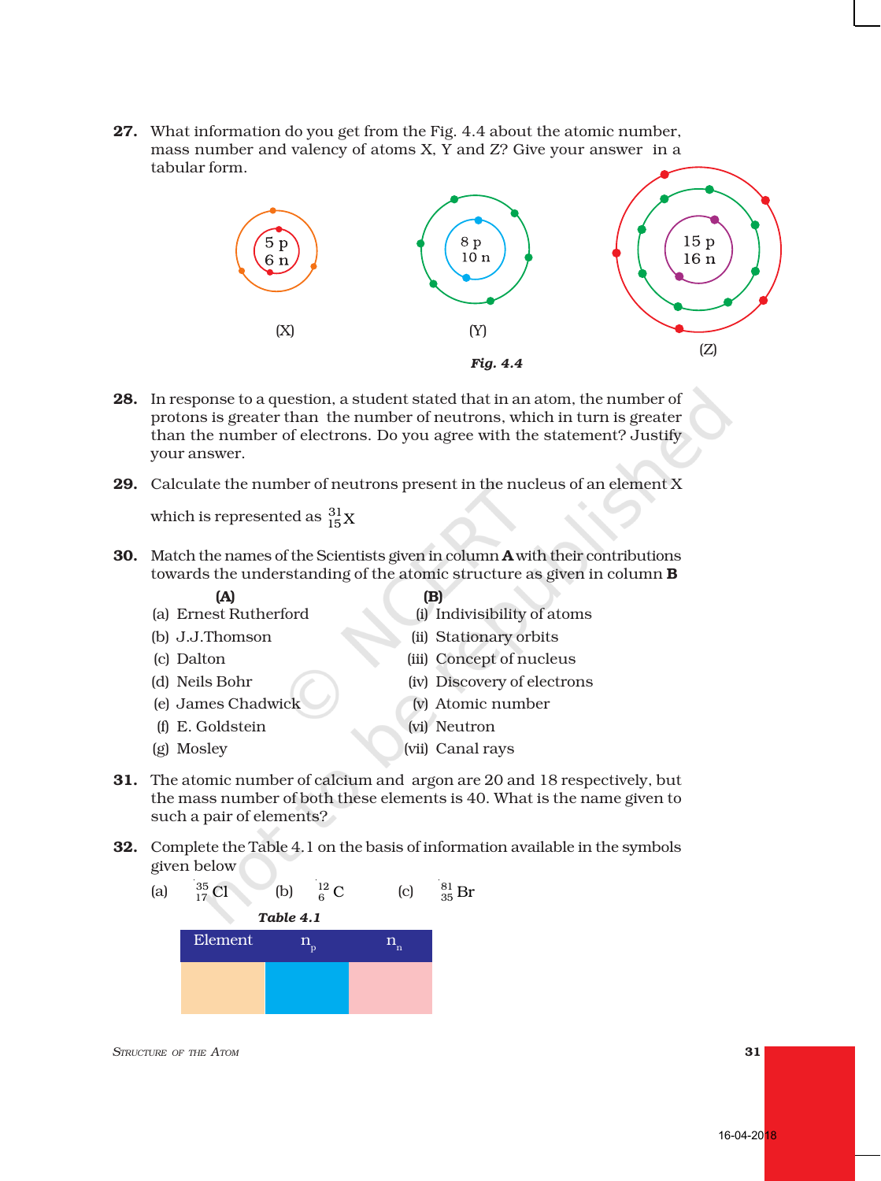**27.** What information do you get from the Fig. 4.4 about the atomic number, mass number and valency of atoms X, Y and Z? Give your answer in a tabular form.

5 p
6 n

(X)

8 p
10 n

(Y)

15 p
16 n

(Z)

***Fig. 4.4***

**28.** In response to a question, a student stated that in an atom, the number of protons is greater than the number of neutrons, which in turn is greater than the number of electrons. Do you agree with the statement? Justify your answer.

**29.** Calculate the number of neutrons present in the nucleus of an element X which is represented as $^{31}_{15}X$

**30.** Match the names of the Scientists given in column **A** with their contributions towards the understanding of the atomic structure as given in column **B**

| **(A)** | **(B)** |
|---|---|
| (a) Ernest Rutherford | (i) Indivisibility of atoms |
| (b) J.J.Thomson | (ii) Stationary orbits |
| (c) Dalton | (iii) Concept of nucleus |
| (d) Neils Bohr | (iv) Discovery of electrons |
| (e) James Chadwick | (v) Atomic number |
| (f) E. Goldstein | (vi) Neutron |
| (g) Mosley | (vii) Canal rays |

**31.** The atomic number of calcium and argon are 20 and 18 respectively, but the mass number of both these elements is 40. What is the name given to such a pair of elements?

**32.** Complete the Table 4.1 on the basis of information available in the symbols given below

(a) $^{35}_{17}Cl$ (b) $^{12}_{6}C$ (c) $^{81}_{35}Br$

***Table 4.1***

| Element | $n_p$ | $n_n$ |
|---|---|---|
| | | |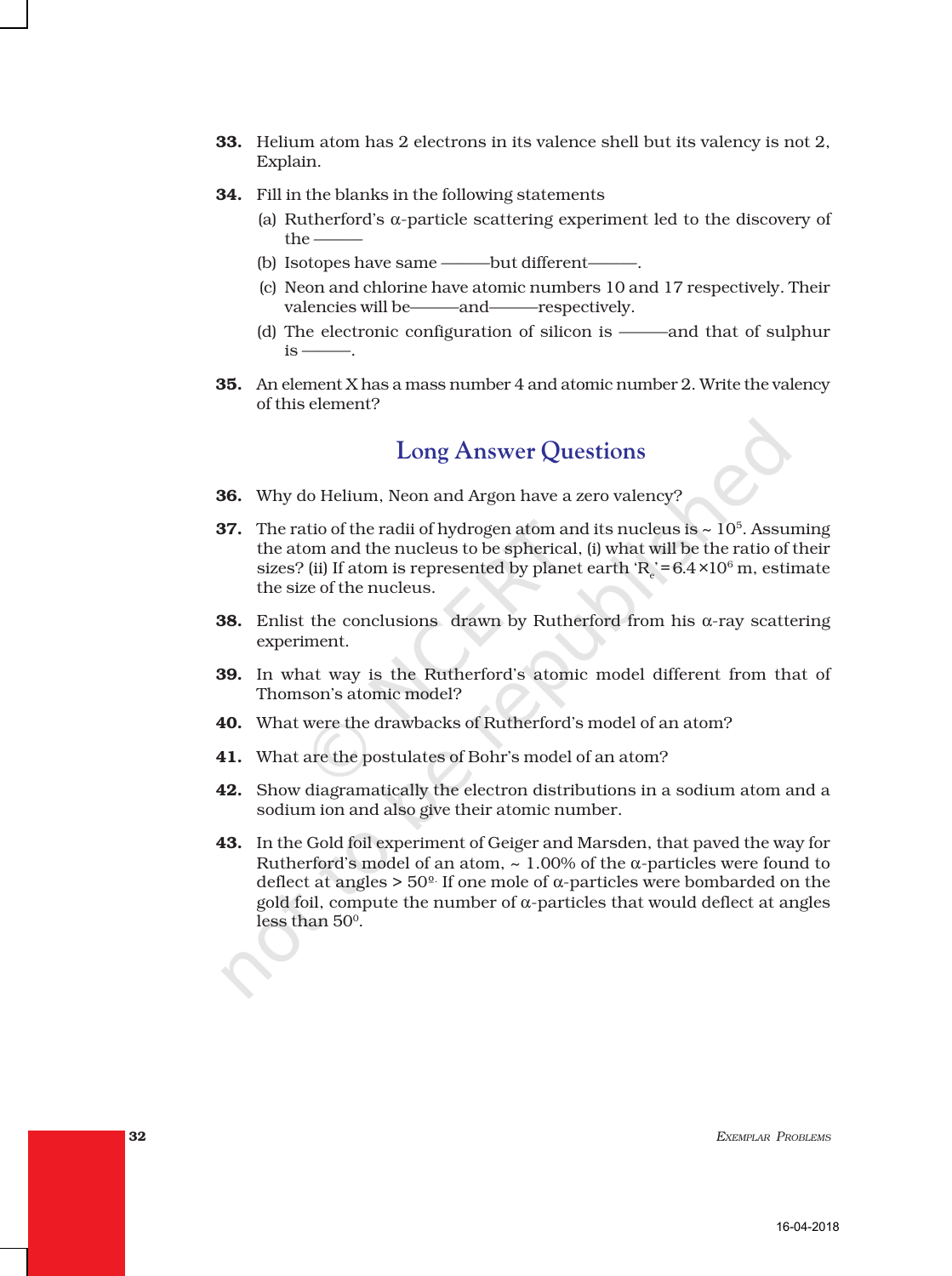**33.** Helium atom has 2 electrons in its valence shell but its valency is not 2, Explain.

**34.** Fill in the blanks in the following statements

(a) Rutherford's α-particle scattering experiment led to the discovery of the ———

(b) Isotopes have same ———but different———.

(c) Neon and chlorine have atomic numbers 10 and 17 respectively. Their valencies will be———and———respectively.

(d) The electronic configuration of silicon is ———and that of sulphur is ———.

**35.** An element X has a mass number 4 and atomic number 2. Write the valency of this element?

## Long Answer Questions

**36.** Why do Helium, Neon and Argon have a zero valency?

**37.** The ratio of the radii of hydrogen atom and its nucleus is ~ $10^5$. Assuming the atom and the nucleus to be spherical, (i) what will be the ratio of their sizes? (ii) If atom is represented by planet earth '$R_e$' = $6.4 \times 10^6$ m, estimate the size of the nucleus.

**38.** Enlist the conclusions drawn by Rutherford from his α-ray scattering experiment.

**39.** In what way is the Rutherford's atomic model different from that of Thomson's atomic model?

**40.** What were the drawbacks of Rutherford's model of an atom?

**41.** What are the postulates of Bohr's model of an atom?

**42.** Show diagramatically the electron distributions in a sodium atom and a sodium ion and also give their atomic number.

**43.** In the Gold foil experiment of Geiger and Marsden, that paved the way for Rutherford's model of an atom, ~ 1.00% of the α-particles were found to deflect at angles > 50º. If one mole of α-particles were bombarded on the gold foil, compute the number of α-particles that would deflect at angles less than $50^0$.